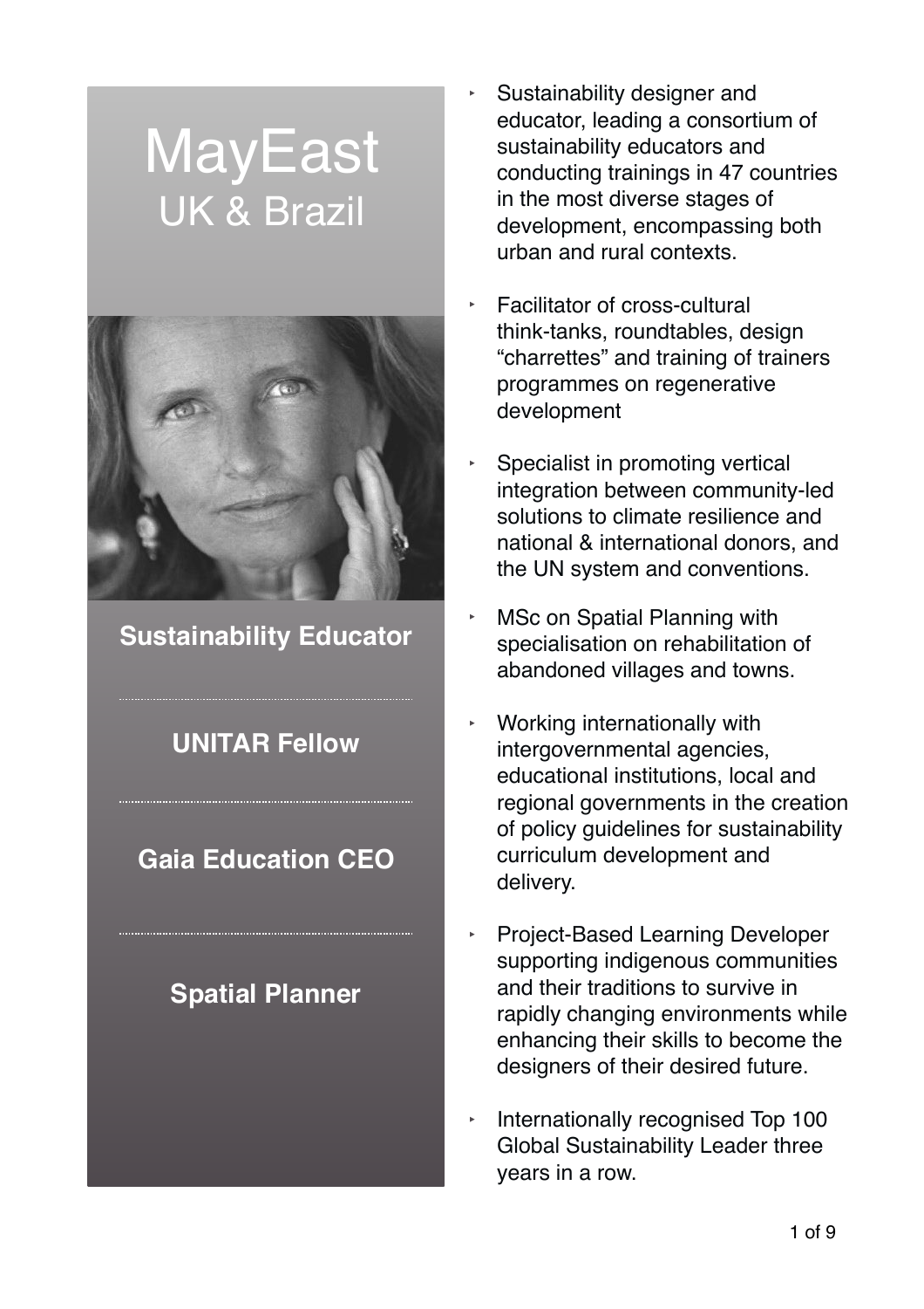# MayEast
## UK & Brazil

**Sustainability Educator**

**UNITAR Fellow**

**Gaia Education CEO**

**Spatial Planner**

- Sustainability designer and educator, leading a consortium of sustainability educators and conducting trainings in 47 countries in the most diverse stages of development, encompassing both urban and rural contexts.
- Facilitator of cross-cultural think-tanks, roundtables, design "charrettes" and training of trainers programmes on regenerative development
- Specialist in promoting vertical integration between community-led solutions to climate resilience and national & international donors, and the UN system and conventions.
- MSc on Spatial Planning with specialisation on rehabilitation of abandoned villages and towns.
- Working internationally with intergovernmental agencies, educational institutions, local and regional governments in the creation of policy guidelines for sustainability curriculum development and delivery.
- Project-Based Learning Developer supporting indigenous communities and their traditions to survive in rapidly changing environments while enhancing their skills to become the designers of their desired future.
- Internationally recognised Top 100 Global Sustainability Leader three years in a row.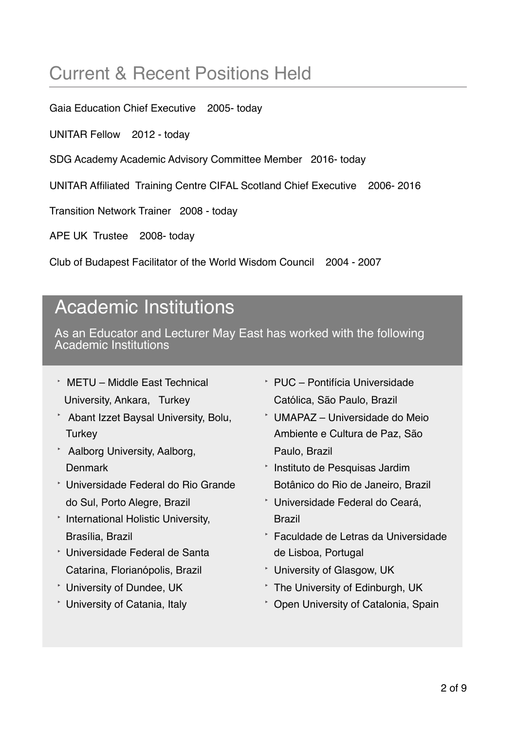## Current & Recent Positions Held

Gaia Education Chief Executive 2005- today

UNITAR Fellow 2012 - today

SDG Academy Academic Advisory Committee Member 2016- today

UNITAR Affiliated Training Centre CIFAL Scotland Chief Executive 2006- 2016

Transition Network Trainer 2008 - today

APE UK Trustee 2008- today

Club of Budapest Facilitator of the World Wisdom Council 2004 - 2007

## Academic Institutions

As an Educator and Lecturer May East has worked with the following Academic Institutions

- METU – Middle East Technical University, Ankara, Turkey
- Abant Izzet Baysal University, Bolu, Turkey
- Aalborg University, Aalborg, Denmark
- Universidade Federal do Rio Grande do Sul, Porto Alegre, Brazil
- International Holistic University, Brasília, Brazil
- Universidade Federal de Santa Catarina, Florianópolis, Brazil
- University of Dundee, UK
- University of Catania, Italy
- PUC – Pontifícia Universidade Católica, São Paulo, Brazil
- UMAPAZ – Universidade do Meio Ambiente e Cultura de Paz, São Paulo, Brazil
- Instituto de Pesquisas Jardim Botânico do Rio de Janeiro, Brazil
- Universidade Federal do Ceará, Brazil
- Faculdade de Letras da Universidade de Lisboa, Portugal
- University of Glasgow, UK
- The University of Edinburgh, UK
- Open University of Catalonia, Spain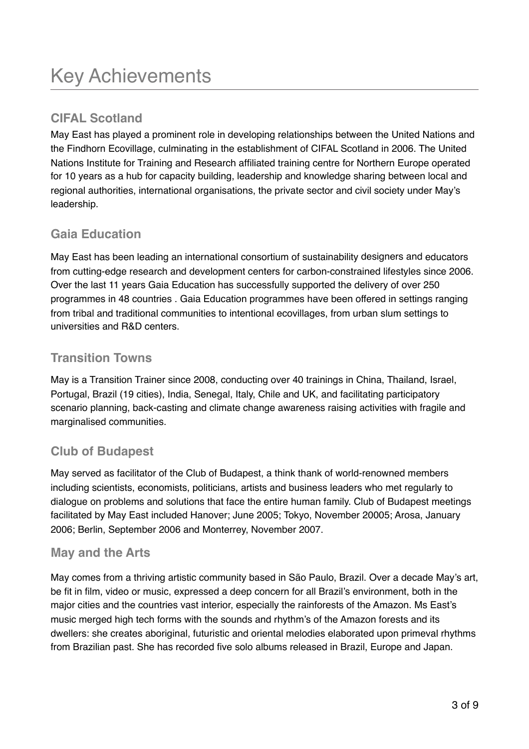# Key Achievements

### CIFAL Scotland

May East has played a prominent role in developing relationships between the United Nations and the Findhorn Ecovillage, culminating in the establishment of CIFAL Scotland in 2006. The United Nations Institute for Training and Research affiliated training centre for Northern Europe operated for 10 years as a hub for capacity building, leadership and knowledge sharing between local and regional authorities, international organisations, the private sector and civil society under May's leadership.

### Gaia Education

May East has been leading an international consortium of sustainability designers and educators from cutting-edge research and development centers for carbon-constrained lifestyles since 2006. Over the last 11 years Gaia Education has successfully supported the delivery of over 250 programmes in 48 countries . Gaia Education programmes have been offered in settings ranging from tribal and traditional communities to intentional ecovillages, from urban slum settings to universities and R&D centers.

### Transition Towns

May is a Transition Trainer since 2008, conducting over 40 trainings in China, Thailand, Israel, Portugal, Brazil (19 cities), India, Senegal, Italy, Chile and UK, and facilitating participatory scenario planning, back-casting and climate change awareness raising activities with fragile and marginalised communities.

### Club of Budapest

May served as facilitator of the Club of Budapest, a think thank of world-renowned members including scientists, economists, politicians, artists and business leaders who met regularly to dialogue on problems and solutions that face the entire human family. Club of Budapest meetings facilitated by May East included Hanover; June 2005; Tokyo, November 20005; Arosa, January 2006; Berlin, September 2006 and Monterrey, November 2007.

### May and the Arts

May comes from a thriving artistic community based in São Paulo, Brazil. Over a decade May's art, be fit in film, video or music, expressed a deep concern for all Brazil's environment, both in the major cities and the countries vast interior, especially the rainforests of the Amazon. Ms East's music merged high tech forms with the sounds and rhythm's of the Amazon forests and its dwellers: she creates aboriginal, futuristic and oriental melodies elaborated upon primeval rhythms from Brazilian past. She has recorded five solo albums released in Brazil, Europe and Japan.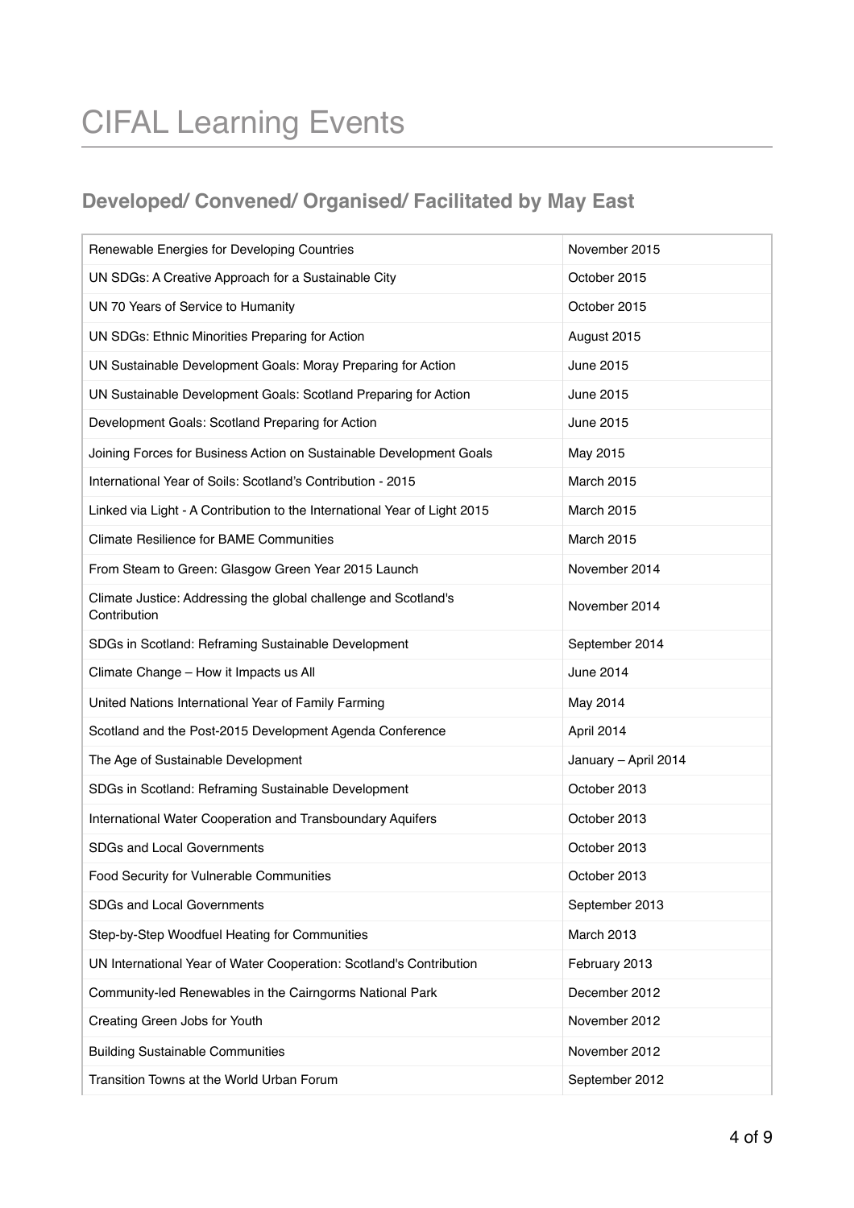# CIFAL Learning Events

## Developed/ Convened/ Organised/ Facilitated by May East

| | |
|---|---|
| Renewable Energies for Developing Countries | November 2015 |
| UN SDGs: A Creative Approach for a Sustainable City | October 2015 |
| UN 70 Years of Service to Humanity | October 2015 |
| UN SDGs: Ethnic Minorities Preparing for Action | August 2015 |
| UN Sustainable Development Goals: Moray Preparing for Action | June 2015 |
| UN Sustainable Development Goals: Scotland Preparing for Action | June 2015 |
| Development Goals: Scotland Preparing for Action | June 2015 |
| Joining Forces for Business Action on Sustainable Development Goals | May 2015 |
| International Year of Soils: Scotland's Contribution - 2015 | March 2015 |
| Linked via Light - A Contribution to the International Year of Light 2015 | March 2015 |
| Climate Resilience for BAME Communities | March 2015 |
| From Steam to Green: Glasgow Green Year 2015 Launch | November 2014 |
| Climate Justice: Addressing the global challenge and Scotland's Contribution | November 2014 |
| SDGs in Scotland: Reframing Sustainable Development | September 2014 |
| Climate Change – How it Impacts us All | June 2014 |
| United Nations International Year of Family Farming | May 2014 |
| Scotland and the Post-2015 Development Agenda Conference | April 2014 |
| The Age of Sustainable Development | January – April 2014 |
| SDGs in Scotland: Reframing Sustainable Development | October 2013 |
| International Water Cooperation and Transboundary Aquifers | October 2013 |
| SDGs and Local Governments | October 2013 |
| Food Security for Vulnerable Communities | October 2013 |
| SDGs and Local Governments | September 2013 |
| Step-by-Step Woodfuel Heating for Communities | March 2013 |
| UN International Year of Water Cooperation: Scotland's Contribution | February 2013 |
| Community-led Renewables in the Cairngorms National Park | December 2012 |
| Creating Green Jobs for Youth | November 2012 |
| Building Sustainable Communities | November 2012 |
| Transition Towns at the World Urban Forum | September 2012 |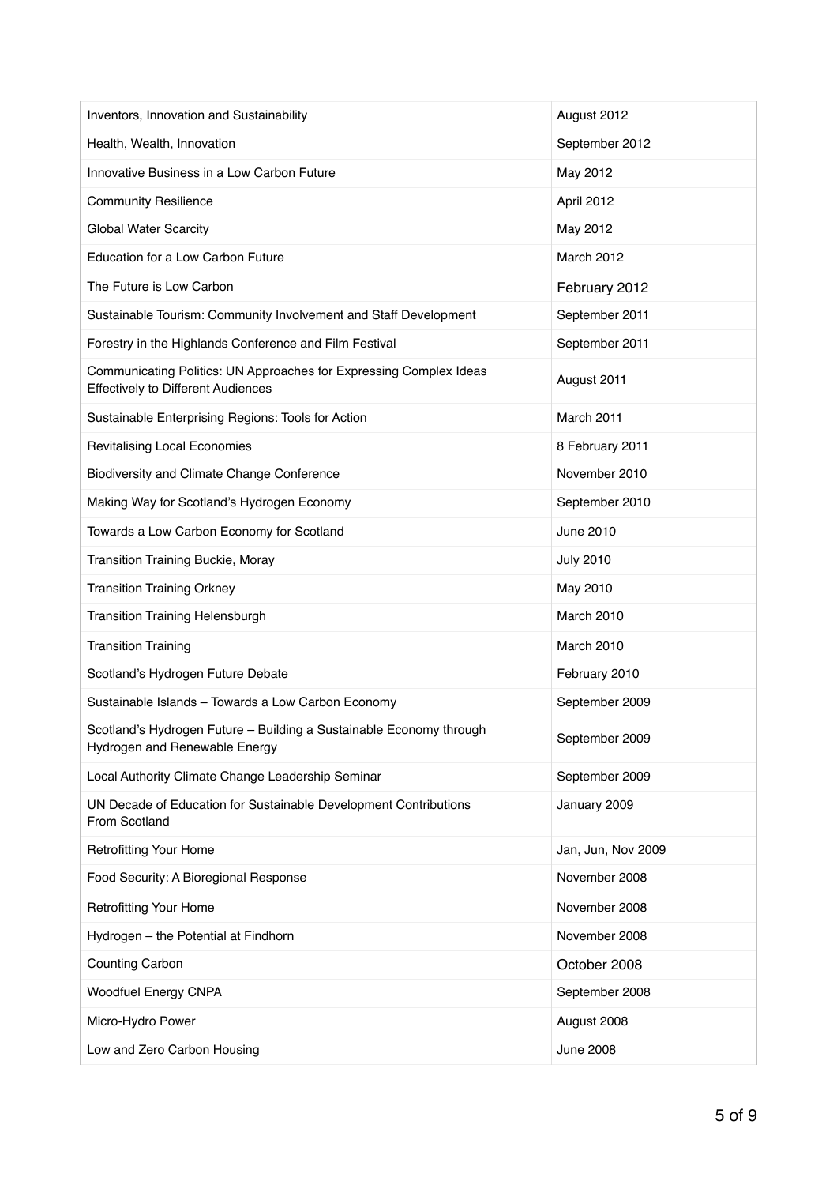| | |
|---|---|
| Inventors, Innovation and Sustainability | August 2012 |
| Health, Wealth, Innovation | September 2012 |
| Innovative Business in a Low Carbon Future | May 2012 |
| Community Resilience | April 2012 |
| Global Water Scarcity | May 2012 |
| Education for a Low Carbon Future | March 2012 |
| The Future is Low Carbon | February 2012 |
| Sustainable Tourism: Community Involvement and Staff Development | September 2011 |
| Forestry in the Highlands Conference and Film Festival | September 2011 |
| Communicating Politics: UN Approaches for Expressing Complex Ideas Effectively to Different Audiences | August 2011 |
| Sustainable Enterprising Regions: Tools for Action | March 2011 |
| Revitalising Local Economies | 8 February 2011 |
| Biodiversity and Climate Change Conference | November 2010 |
| Making Way for Scotland's Hydrogen Economy | September 2010 |
| Towards a Low Carbon Economy for Scotland | June 2010 |
| Transition Training Buckie, Moray | July 2010 |
| Transition Training Orkney | May 2010 |
| Transition Training Helensburgh | March 2010 |
| Transition Training | March 2010 |
| Scotland's Hydrogen Future Debate | February 2010 |
| Sustainable Islands – Towards a Low Carbon Economy | September 2009 |
| Scotland's Hydrogen Future – Building a Sustainable Economy through Hydrogen and Renewable Energy | September 2009 |
| Local Authority Climate Change Leadership Seminar | September 2009 |
| UN Decade of Education for Sustainable Development Contributions From Scotland | January 2009 |
| Retrofitting Your Home | Jan, Jun, Nov 2009 |
| Food Security: A Bioregional Response | November 2008 |
| Retrofitting Your Home | November 2008 |
| Hydrogen – the Potential at Findhorn | November 2008 |
| Counting Carbon | October 2008 |
| Woodfuel Energy CNPA | September 2008 |
| Micro-Hydro Power | August 2008 |
| Low and Zero Carbon Housing | June 2008 |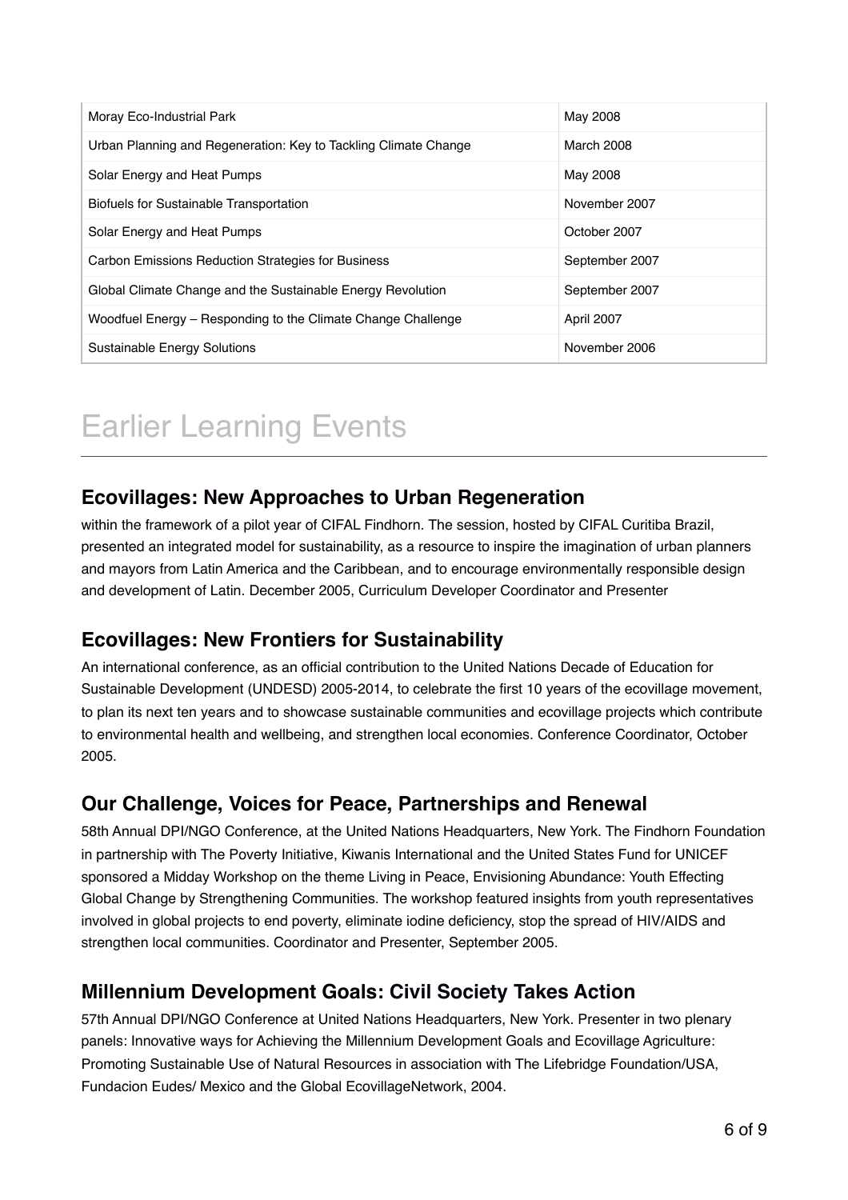| | |
|---|---|
| Moray Eco-Industrial Park | May 2008 |
| Urban Planning and Regeneration: Key to Tackling Climate Change | March 2008 |
| Solar Energy and Heat Pumps | May 2008 |
| Biofuels for Sustainable Transportation | November 2007 |
| Solar Energy and Heat Pumps | October 2007 |
| Carbon Emissions Reduction Strategies for Business | September 2007 |
| Global Climate Change and the Sustainable Energy Revolution | September 2007 |
| Woodfuel Energy – Responding to the Climate Change Challenge | April 2007 |
| Sustainable Energy Solutions | November 2006 |

# Earlier Learning Events

### Ecovillages: New Approaches to Urban Regeneration

within the framework of a pilot year of CIFAL Findhorn. The session, hosted by CIFAL Curitiba Brazil, presented an integrated model for sustainability, as a resource to inspire the imagination of urban planners and mayors from Latin America and the Caribbean, and to encourage environmentally responsible design and development of Latin. December 2005, Curriculum Developer Coordinator and Presenter

### Ecovillages: New Frontiers for Sustainability

An international conference, as an official contribution to the United Nations Decade of Education for Sustainable Development (UNDESD) 2005-2014, to celebrate the first 10 years of the ecovillage movement, to plan its next ten years and to showcase sustainable communities and ecovillage projects which contribute to environmental health and wellbeing, and strengthen local economies. Conference Coordinator, October 2005.

### Our Challenge, Voices for Peace, Partnerships and Renewal

58th Annual DPI/NGO Conference, at the United Nations Headquarters, New York. The Findhorn Foundation in partnership with The Poverty Initiative, Kiwanis International and the United States Fund for UNICEF sponsored a Midday Workshop on the theme Living in Peace, Envisioning Abundance: Youth Effecting Global Change by Strengthening Communities. The workshop featured insights from youth representatives involved in global projects to end poverty, eliminate iodine deficiency, stop the spread of HIV/AIDS and strengthen local communities. Coordinator and Presenter, September 2005.

### Millennium Development Goals: Civil Society Takes Action

57th Annual DPI/NGO Conference at United Nations Headquarters, New York. Presenter in two plenary panels: Innovative ways for Achieving the Millennium Development Goals and Ecovillage Agriculture: Promoting Sustainable Use of Natural Resources in association with The Lifebridge Foundation/USA, Fundacion Eudes/ Mexico and the Global EcovillageNetwork, 2004.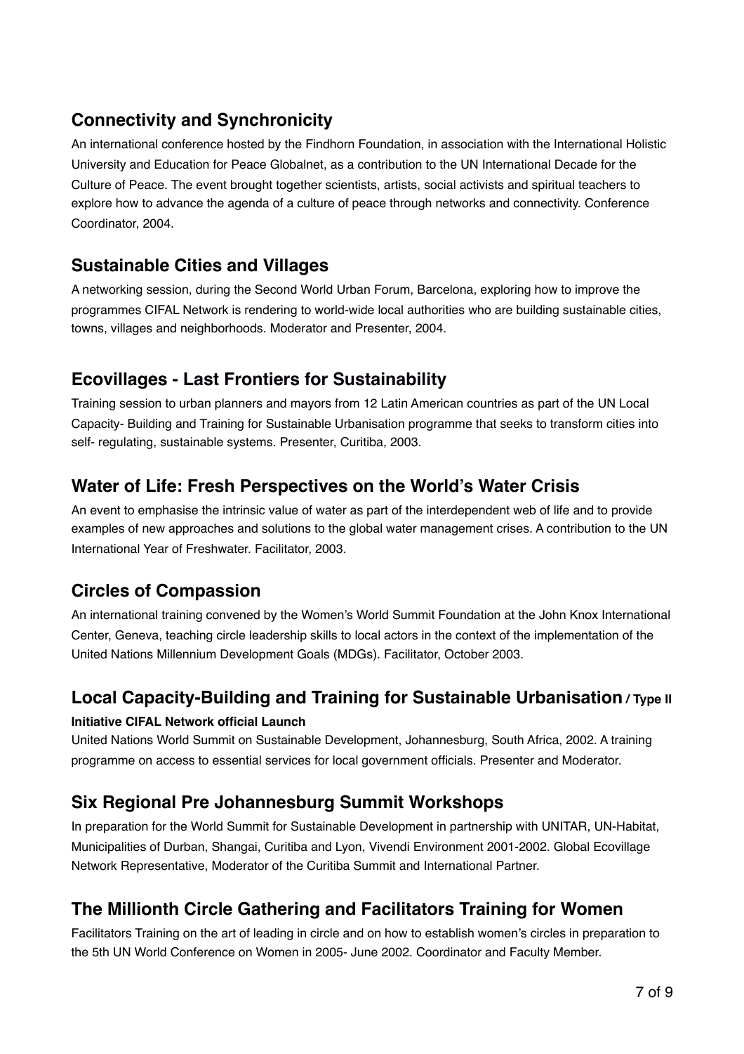## Connectivity and Synchronicity

An international conference hosted by the Findhorn Foundation, in association with the International Holistic University and Education for Peace Globalnet, as a contribution to the UN International Decade for the Culture of Peace. The event brought together scientists, artists, social activists and spiritual teachers to explore how to advance the agenda of a culture of peace through networks and connectivity. Conference Coordinator, 2004.

## Sustainable Cities and Villages

A networking session, during the Second World Urban Forum, Barcelona, exploring how to improve the programmes CIFAL Network is rendering to world-wide local authorities who are building sustainable cities, towns, villages and neighborhoods. Moderator and Presenter, 2004.

## Ecovillages - Last Frontiers for Sustainability

Training session to urban planners and mayors from 12 Latin American countries as part of the UN Local Capacity- Building and Training for Sustainable Urbanisation programme that seeks to transform cities into self- regulating, sustainable systems. Presenter, Curitiba, 2003.

## Water of Life: Fresh Perspectives on the World's Water Crisis

An event to emphasise the intrinsic value of water as part of the interdependent web of life and to provide examples of new approaches and solutions to the global water management crises. A contribution to the UN International Year of Freshwater. Facilitator, 2003.

## Circles of Compassion

An international training convened by the Women's World Summit Foundation at the John Knox International Center, Geneva, teaching circle leadership skills to local actors in the context of the implementation of the United Nations Millennium Development Goals (MDGs). Facilitator, October 2003.

## Local Capacity-Building and Training for Sustainable Urbanisation / Type II

**Initiative CIFAL Network official Launch**

United Nations World Summit on Sustainable Development, Johannesburg, South Africa, 2002. A training programme on access to essential services for local government officials. Presenter and Moderator.

## Six Regional Pre Johannesburg Summit Workshops

In preparation for the World Summit for Sustainable Development in partnership with UNITAR, UN-Habitat, Municipalities of Durban, Shangai, Curitiba and Lyon, Vivendi Environment 2001-2002. Global Ecovillage Network Representative, Moderator of the Curitiba Summit and International Partner.

## The Millionth Circle Gathering and Facilitators Training for Women

Facilitators Training on the art of leading in circle and on how to establish women's circles in preparation to the 5th UN World Conference on Women in 2005- June 2002. Coordinator and Faculty Member.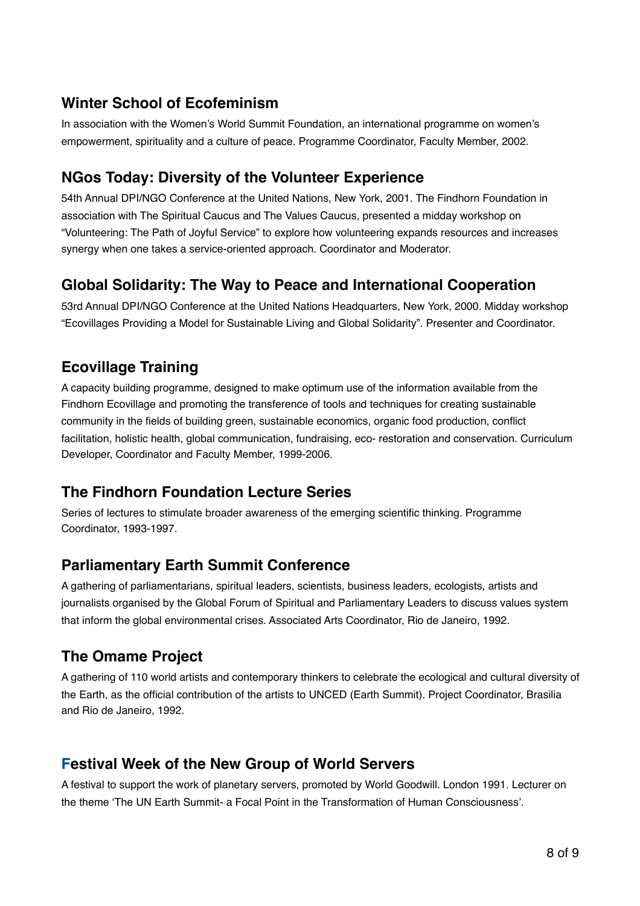## Winter School of Ecofeminism

In association with the Women's World Summit Foundation, an international programme on women's empowerment, spirituality and a culture of peace. Programme Coordinator, Faculty Member, 2002.

## NGos Today: Diversity of the Volunteer Experience

54th Annual DPI/NGO Conference at the United Nations, New York, 2001. The Findhorn Foundation in association with The Spiritual Caucus and The Values Caucus, presented a midday workshop on "Volunteering: The Path of Joyful Service" to explore how volunteering expands resources and increases synergy when one takes a service-oriented approach. Coordinator and Moderator.

## Global Solidarity: The Way to Peace and International Cooperation

53rd Annual DPI/NGO Conference at the United Nations Headquarters, New York, 2000. Midday workshop "Ecovillages Providing a Model for Sustainable Living and Global Solidarity". Presenter and Coordinator.

## Ecovillage Training

A capacity building programme, designed to make optimum use of the information available from the Findhorn Ecovillage and promoting the transference of tools and techniques for creating sustainable community in the fields of building green, sustainable economics, organic food production, conflict facilitation, holistic health, global communication, fundraising, eco- restoration and conservation. Curriculum Developer, Coordinator and Faculty Member, 1999-2006.

## The Findhorn Foundation Lecture Series

Series of lectures to stimulate broader awareness of the emerging scientific thinking. Programme Coordinator, 1993-1997.

## Parliamentary Earth Summit Conference

A gathering of parliamentarians, spiritual leaders, scientists, business leaders, ecologists, artists and journalists organised by the Global Forum of Spiritual and Parliamentary Leaders to discuss values system that inform the global environmental crises. Associated Arts Coordinator, Rio de Janeiro, 1992.

## The Omame Project

A gathering of 110 world artists and contemporary thinkers to celebrate the ecological and cultural diversity of the Earth, as the official contribution of the artists to UNCED (Earth Summit). Project Coordinator, Brasilia and Rio de Janeiro, 1992.

## Festival Week of the New Group of World Servers

A festival to support the work of planetary servers, promoted by World Goodwill. London 1991. Lecturer on the theme 'The UN Earth Summit- a Focal Point in the Transformation of Human Consciousness'.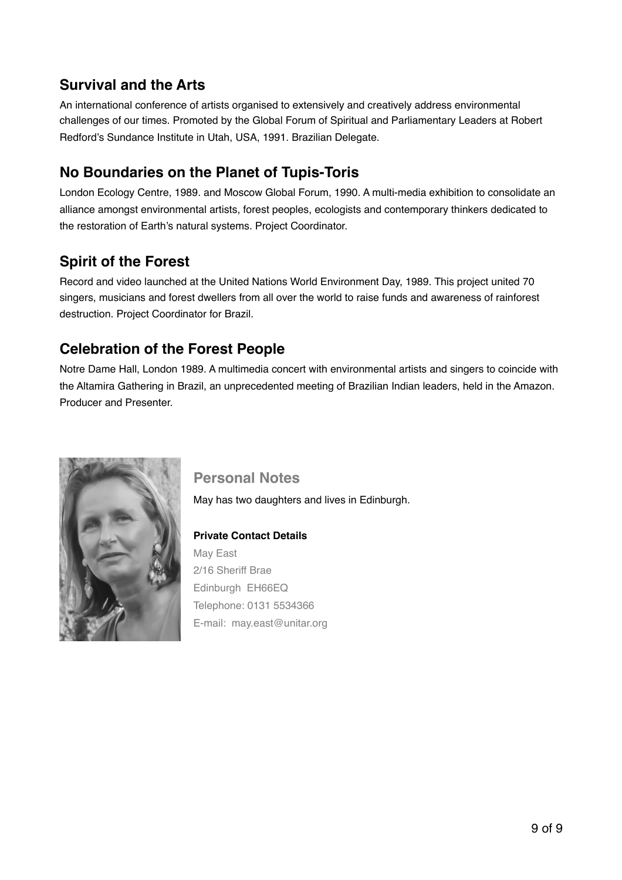## Survival and the Arts

An international conference of artists organised to extensively and creatively address environmental challenges of our times. Promoted by the Global Forum of Spiritual and Parliamentary Leaders at Robert Redford's Sundance Institute in Utah, USA, 1991. Brazilian Delegate.

## No Boundaries on the Planet of Tupis-Toris

London Ecology Centre, 1989. and Moscow Global Forum, 1990. A multi-media exhibition to consolidate an alliance amongst environmental artists, forest peoples, ecologists and contemporary thinkers dedicated to the restoration of Earth's natural systems. Project Coordinator.

## Spirit of the Forest

Record and video launched at the United Nations World Environment Day, 1989. This project united 70 singers, musicians and forest dwellers from all over the world to raise funds and awareness of rainforest destruction. Project Coordinator for Brazil.

## Celebration of the Forest People

Notre Dame Hall, London 1989. A multimedia concert with environmental artists and singers to coincide with the Altamira Gathering in Brazil, an unprecedented meeting of Brazilian Indian leaders, held in the Amazon. Producer and Presenter.

## Personal Notes

May has two daughters and lives in Edinburgh.

**Private Contact Details**

May East
2/16 Sheriff Brae
Edinburgh EH66EQ
Telephone: 0131 5534366
E-mail: may.east@unitar.org